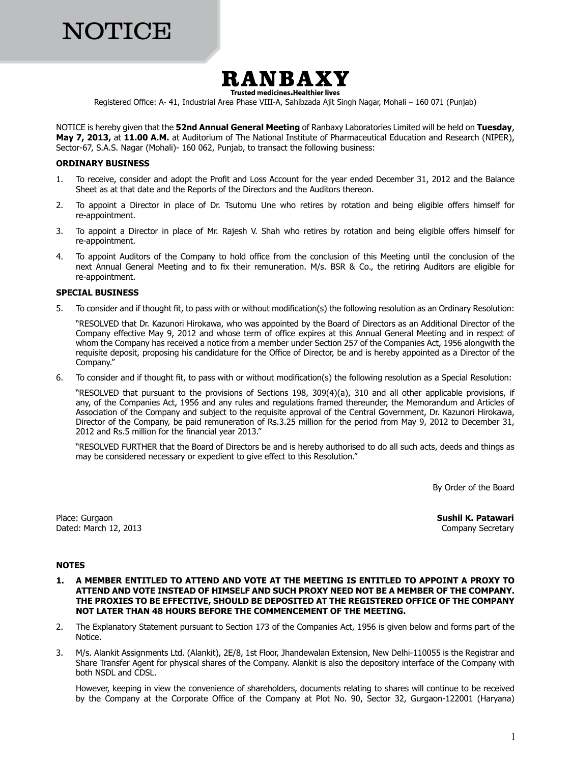# NOTICE

**RANBAXY**

**Trusted medicines. Healthier lives**

Registered Office: A- 41, Industrial Area Phase VIII-A, Sahibzada Ajit Singh Nagar, Mohali – 160 071 (Punjab)

NOTICE is hereby given that the **52nd Annual General Meeting** of Ranbaxy Laboratories Limited will be held on **Tuesday**, **May 7, 2013,** at **11.00 A.M.** at Auditorium of The National Institute of Pharmaceutical Education and Research (NIPER), Sector-67, S.A.S. Nagar (Mohali)- 160 062, Punjab, to transact the following business:

**ORDINARY BUSINESS**

1. To receive, consider and adopt the Profit and Loss Account for the year ended December 31, 2012 and the Balance Sheet as at that date and the Reports of the Directors and the Auditors thereon.
2. To appoint a Director in place of Dr. Tsutomu Une who retires by rotation and being eligible offers himself for re-appointment.
3. To appoint a Director in place of Mr. Rajesh V. Shah who retires by rotation and being eligible offers himself for re-appointment.
4. To appoint Auditors of the Company to hold office from the conclusion of this Meeting until the conclusion of the next Annual General Meeting and to fix their remuneration. M/s. BSR & Co., the retiring Auditors are eligible for re-appointment.

**SPECIAL BUSINESS**

5. To consider and if thought fit, to pass with or without modification(s) the following resolution as an Ordinary Resolution:

   "RESOLVED that Dr. Kazunori Hirokawa, who was appointed by the Board of Directors as an Additional Director of the Company effective May 9, 2012 and whose term of office expires at this Annual General Meeting and in respect of whom the Company has received a notice from a member under Section 257 of the Companies Act, 1956 alongwith the requisite deposit, proposing his candidature for the Office of Director, be and is hereby appointed as a Director of the Company."

6. To consider and if thought fit, to pass with or without modification(s) the following resolution as a Special Resolution:

   "RESOLVED that pursuant to the provisions of Sections 198, 309(4)(a), 310 and all other applicable provisions, if any, of the Companies Act, 1956 and any rules and regulations framed thereunder, the Memorandum and Articles of Association of the Company and subject to the requisite approval of the Central Government, Dr. Kazunori Hirokawa, Director of the Company, be paid remuneration of Rs.3.25 million for the period from May 9, 2012 to December 31, 2012 and Rs.5 million for the financial year 2013."

   "RESOLVED FURTHER that the Board of Directors be and is hereby authorised to do all such acts, deeds and things as may be considered necessary or expedient to give effect to this Resolution."

By Order of the Board

Place: Gurgaon
Dated: March 12, 2013

**Sushil K. Patawari**
Company Secretary

**NOTES**

1. **A MEMBER ENTITLED TO ATTEND AND VOTE AT THE MEETING IS ENTITLED TO APPOINT A PROXY TO ATTEND AND VOTE INSTEAD OF HIMSELF AND SUCH PROXY NEED NOT BE A MEMBER OF THE COMPANY. THE PROXIES TO BE EFFECTIVE, SHOULD BE DEPOSITED AT THE REGISTERED OFFICE OF THE COMPANY NOT LATER THAN 48 HOURS BEFORE THE COMMENCEMENT OF THE MEETING.**
2. The Explanatory Statement pursuant to Section 173 of the Companies Act, 1956 is given below and forms part of the Notice.
3. M/s. Alankit Assignments Ltd. (Alankit), 2E/8, 1st Floor, Jhandewalan Extension, New Delhi-110055 is the Registrar and Share Transfer Agent for physical shares of the Company. Alankit is also the depository interface of the Company with both NSDL and CDSL.

   However, keeping in view the convenience of shareholders, documents relating to shares will continue to be received by the Company at the Corporate Office of the Company at Plot No. 90, Sector 32, Gurgaon-122001 (Haryana)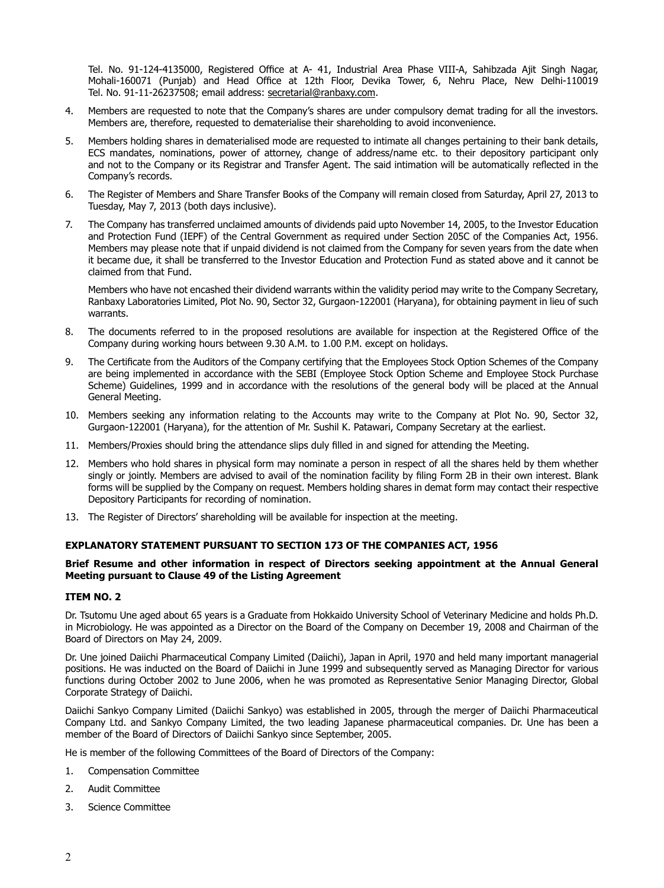Tel. No. 91-124-4135000, Registered Office at A- 41, Industrial Area Phase VIII-A, Sahibzada Ajit Singh Nagar, Mohali-160071 (Punjab) and Head Office at 12th Floor, Devika Tower, 6, Nehru Place, New Delhi-110019 Tel. No. 91-11-26237508; email address: secretarial@ranbaxy.com.

4. Members are requested to note that the Company's shares are under compulsory demat trading for all the investors. Members are, therefore, requested to dematerialise their shareholding to avoid inconvenience.

5. Members holding shares in dematerialised mode are requested to intimate all changes pertaining to their bank details, ECS mandates, nominations, power of attorney, change of address/name etc. to their depository participant only and not to the Company or its Registrar and Transfer Agent. The said intimation will be automatically reflected in the Company's records.

6. The Register of Members and Share Transfer Books of the Company will remain closed from Saturday, April 27, 2013 to Tuesday, May 7, 2013 (both days inclusive).

7. The Company has transferred unclaimed amounts of dividends paid upto November 14, 2005, to the Investor Education and Protection Fund (IEPF) of the Central Government as required under Section 205C of the Companies Act, 1956. Members may please note that if unpaid dividend is not claimed from the Company for seven years from the date when it became due, it shall be transferred to the Investor Education and Protection Fund as stated above and it cannot be claimed from that Fund.

   Members who have not encashed their dividend warrants within the validity period may write to the Company Secretary, Ranbaxy Laboratories Limited, Plot No. 90, Sector 32, Gurgaon-122001 (Haryana), for obtaining payment in lieu of such warrants.

8. The documents referred to in the proposed resolutions are available for inspection at the Registered Office of the Company during working hours between 9.30 A.M. to 1.00 P.M. except on holidays.

9. The Certificate from the Auditors of the Company certifying that the Employees Stock Option Schemes of the Company are being implemented in accordance with the SEBI (Employee Stock Option Scheme and Employee Stock Purchase Scheme) Guidelines, 1999 and in accordance with the resolutions of the general body will be placed at the Annual General Meeting.

10. Members seeking any information relating to the Accounts may write to the Company at Plot No. 90, Sector 32, Gurgaon-122001 (Haryana), for the attention of Mr. Sushil K. Patawari, Company Secretary at the earliest.

11. Members/Proxies should bring the attendance slips duly filled in and signed for attending the Meeting.

12. Members who hold shares in physical form may nominate a person in respect of all the shares held by them whether singly or jointly. Members are advised to avail of the nomination facility by filing Form 2B in their own interest. Blank forms will be supplied by the Company on request. Members holding shares in demat form may contact their respective Depository Participants for recording of nomination.

13. The Register of Directors' shareholding will be available for inspection at the meeting.

**EXPLANATORY STATEMENT PURSUANT TO SECTION 173 OF THE COMPANIES ACT, 1956**

**Brief Resume and other information in respect of Directors seeking appointment at the Annual General Meeting pursuant to Clause 49 of the Listing Agreement**

**ITEM NO. 2**

Dr. Tsutomu Une aged about 65 years is a Graduate from Hokkaido University School of Veterinary Medicine and holds Ph.D. in Microbiology. He was appointed as a Director on the Board of the Company on December 19, 2008 and Chairman of the Board of Directors on May 24, 2009.

Dr. Une joined Daiichi Pharmaceutical Company Limited (Daiichi), Japan in April, 1970 and held many important managerial positions. He was inducted on the Board of Daiichi in June 1999 and subsequently served as Managing Director for various functions during October 2002 to June 2006, when he was promoted as Representative Senior Managing Director, Global Corporate Strategy of Daiichi.

Daiichi Sankyo Company Limited (Daiichi Sankyo) was established in 2005, through the merger of Daiichi Pharmaceutical Company Ltd. and Sankyo Company Limited, the two leading Japanese pharmaceutical companies. Dr. Une has been a member of the Board of Directors of Daiichi Sankyo since September, 2005.

He is member of the following Committees of the Board of Directors of the Company:

1. Compensation Committee
2. Audit Committee
3. Science Committee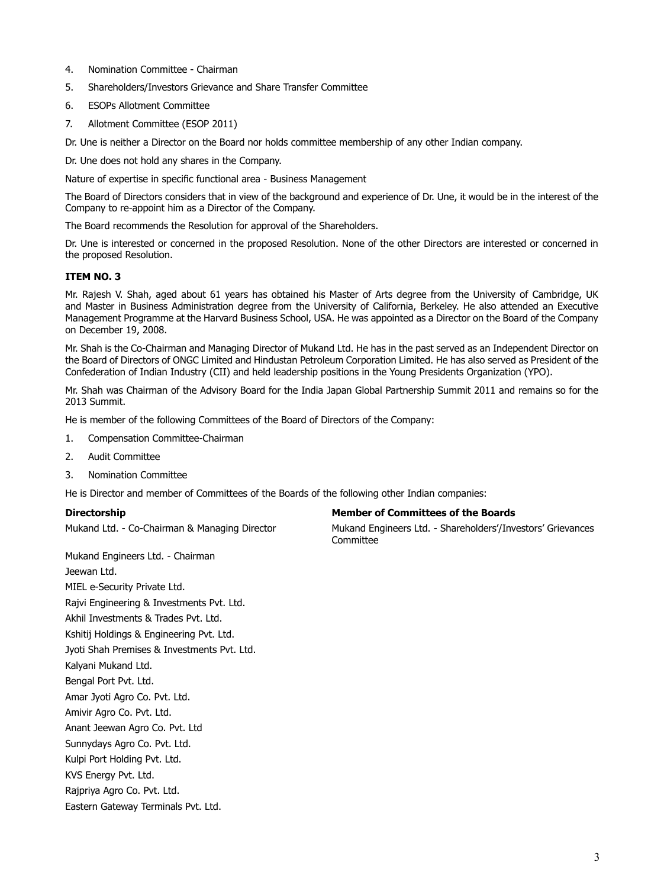4. Nomination Committee - Chairman
5. Shareholders/Investors Grievance and Share Transfer Committee
6. ESOPs Allotment Committee
7. Allotment Committee (ESOP 2011)

Dr. Une is neither a Director on the Board nor holds committee membership of any other Indian company.

Dr. Une does not hold any shares in the Company.

Nature of expertise in specific functional area - Business Management

The Board of Directors considers that in view of the background and experience of Dr. Une, it would be in the interest of the Company to re-appoint him as a Director of the Company.

The Board recommends the Resolution for approval of the Shareholders.

Dr. Une is interested or concerned in the proposed Resolution. None of the other Directors are interested or concerned in the proposed Resolution.

**ITEM NO. 3**

Mr. Rajesh V. Shah, aged about 61 years has obtained his Master of Arts degree from the University of Cambridge, UK and Master in Business Administration degree from the University of California, Berkeley. He also attended an Executive Management Programme at the Harvard Business School, USA. He was appointed as a Director on the Board of the Company on December 19, 2008.

Mr. Shah is the Co-Chairman and Managing Director of Mukand Ltd. He has in the past served as an Independent Director on the Board of Directors of ONGC Limited and Hindustan Petroleum Corporation Limited. He has also served as President of the Confederation of Indian Industry (CII) and held leadership positions in the Young Presidents Organization (YPO).

Mr. Shah was Chairman of the Advisory Board for the India Japan Global Partnership Summit 2011 and remains so for the 2013 Summit.

He is member of the following Committees of the Board of Directors of the Company:

1. Compensation Committee-Chairman
2. Audit Committee
3. Nomination Committee

He is Director and member of Committees of the Boards of the following other Indian companies:

| **Directorship** | **Member of Committees of the Boards** |
|---|---|
| Mukand Ltd. - Co-Chairman & Managing Director | Mukand Engineers Ltd. - Shareholders'/Investors' Grievances Committee |
| Mukand Engineers Ltd. - Chairman | |
| Jeewan Ltd. | |
| MIEL e-Security Private Ltd. | |
| Rajvi Engineering & Investments Pvt. Ltd. | |
| Akhil Investments & Trades Pvt. Ltd. | |
| Kshitij Holdings & Engineering Pvt. Ltd. | |
| Jyoti Shah Premises & Investments Pvt. Ltd. | |
| Kalyani Mukand Ltd. | |
| Bengal Port Pvt. Ltd. | |
| Amar Jyoti Agro Co. Pvt. Ltd. | |
| Amivir Agro Co. Pvt. Ltd. | |
| Anant Jeewan Agro Co. Pvt. Ltd | |
| Sunnydays Agro Co. Pvt. Ltd. | |
| Kulpi Port Holding Pvt. Ltd. | |
| KVS Energy Pvt. Ltd. | |
| Rajpriya Agro Co. Pvt. Ltd. | |
| Eastern Gateway Terminals Pvt. Ltd. | |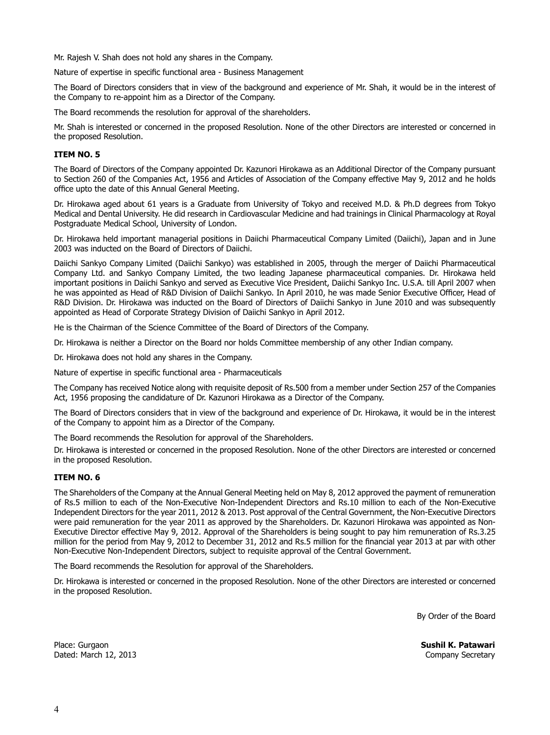Mr. Rajesh V. Shah does not hold any shares in the Company.

Nature of expertise in specific functional area - Business Management

The Board of Directors considers that in view of the background and experience of Mr. Shah, it would be in the interest of the Company to re-appoint him as a Director of the Company.

The Board recommends the resolution for approval of the shareholders.

Mr. Shah is interested or concerned in the proposed Resolution. None of the other Directors are interested or concerned in the proposed Resolution.

**ITEM NO. 5**

The Board of Directors of the Company appointed Dr. Kazunori Hirokawa as an Additional Director of the Company pursuant to Section 260 of the Companies Act, 1956 and Articles of Association of the Company effective May 9, 2012 and he holds office upto the date of this Annual General Meeting.

Dr. Hirokawa aged about 61 years is a Graduate from University of Tokyo and received M.D. & Ph.D degrees from Tokyo Medical and Dental University. He did research in Cardiovascular Medicine and had trainings in Clinical Pharmacology at Royal Postgraduate Medical School, University of London.

Dr. Hirokawa held important managerial positions in Daiichi Pharmaceutical Company Limited (Daiichi), Japan and in June 2003 was inducted on the Board of Directors of Daiichi.

Daiichi Sankyo Company Limited (Daiichi Sankyo) was established in 2005, through the merger of Daiichi Pharmaceutical Company Ltd. and Sankyo Company Limited, the two leading Japanese pharmaceutical companies. Dr. Hirokawa held important positions in Daiichi Sankyo and served as Executive Vice President, Daiichi Sankyo Inc. U.S.A. till April 2007 when he was appointed as Head of R&D Division of Daiichi Sankyo. In April 2010, he was made Senior Executive Officer, Head of R&D Division. Dr. Hirokawa was inducted on the Board of Directors of Daiichi Sankyo in June 2010 and was subsequently appointed as Head of Corporate Strategy Division of Daiichi Sankyo in April 2012.

He is the Chairman of the Science Committee of the Board of Directors of the Company.

Dr. Hirokawa is neither a Director on the Board nor holds Committee membership of any other Indian company.

Dr. Hirokawa does not hold any shares in the Company.

Nature of expertise in specific functional area - Pharmaceuticals

The Company has received Notice along with requisite deposit of Rs.500 from a member under Section 257 of the Companies Act, 1956 proposing the candidature of Dr. Kazunori Hirokawa as a Director of the Company.

The Board of Directors considers that in view of the background and experience of Dr. Hirokawa, it would be in the interest of the Company to appoint him as a Director of the Company.

The Board recommends the Resolution for approval of the Shareholders.

Dr. Hirokawa is interested or concerned in the proposed Resolution. None of the other Directors are interested or concerned in the proposed Resolution.

**ITEM NO. 6**

The Shareholders of the Company at the Annual General Meeting held on May 8, 2012 approved the payment of remuneration of Rs.5 million to each of the Non-Executive Non-Independent Directors and Rs.10 million to each of the Non-Executive Independent Directors for the year 2011, 2012 & 2013. Post approval of the Central Government, the Non-Executive Directors were paid remuneration for the year 2011 as approved by the Shareholders. Dr. Kazunori Hirokawa was appointed as Non-Executive Director effective May 9, 2012. Approval of the Shareholders is being sought to pay him remuneration of Rs.3.25 million for the period from May 9, 2012 to December 31, 2012 and Rs.5 million for the financial year 2013 at par with other Non-Executive Non-Independent Directors, subject to requisite approval of the Central Government.

The Board recommends the Resolution for approval of the Shareholders.

Dr. Hirokawa is interested or concerned in the proposed Resolution. None of the other Directors are interested or concerned in the proposed Resolution.

By Order of the Board

Place: Gurgaon
Dated: March 12, 2013

**Sushil K. Patawari**
Company Secretary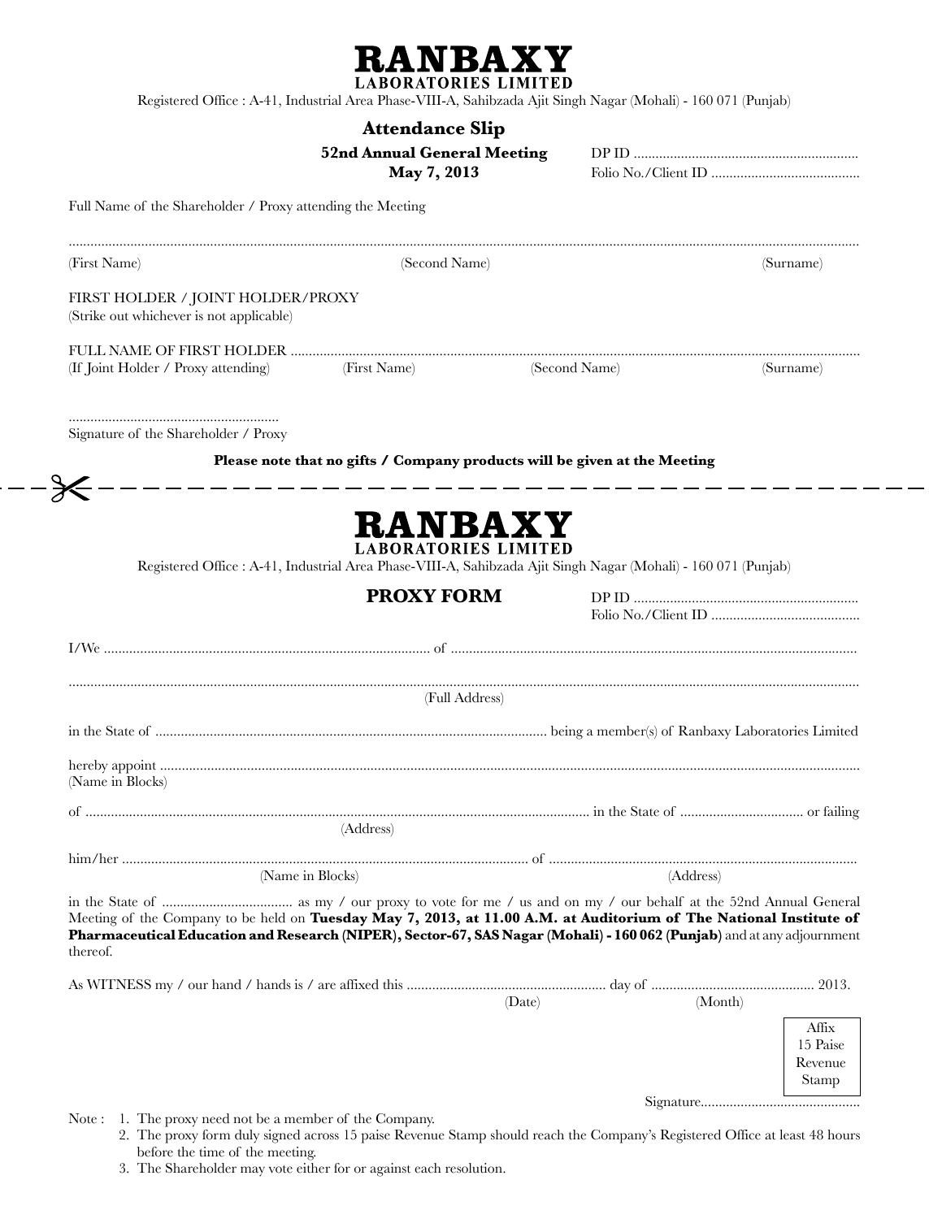# RANBAXY
**LABORATORIES LIMITED**

Registered Office : A-41, Industrial Area Phase-VIII-A, Sahibzada Ajit Singh Nagar (Mohali) - 160 071 (Punjab)

## Attendance Slip

**52nd Annual General Meeting**
**May 7, 2013**

DP ID .............................................................
Folio No./Client ID .........................................

Full Name of the Shareholder / Proxy attending the Meeting

.................................................................................................................................................................................................

(First Name) (Second Name) (Surname)

FIRST HOLDER / JOINT HOLDER/PROXY
(Strike out whichever is not applicable)

FULL NAME OF FIRST HOLDER .........................................................................................................................................
(If Joint Holder / Proxy attending) (First Name) (Second Name) (Surname)

..........................................................
Signature of the Shareholder / Proxy

**Please note that no gifts / Company products will be given at the Meeting**

---

# RANBAXY
**LABORATORIES LIMITED**

Registered Office : A-41, Industrial Area Phase-VIII-A, Sahibzada Ajit Singh Nagar (Mohali) - 160 071 (Punjab)

## PROXY FORM

DP ID .............................................................
Folio No./Client ID .........................................

I/We .......................................................................................... of ...............................................................................................................

.................................................................................................................................................................................................
(Full Address)

in the State of ........................................................................................................... being a member(s) of Ranbaxy Laboratories Limited

hereby appoint ...............................................................................................................................................................................
(Name in Blocks)

of ........................................................................................................................................... in the State of .................................. or failing
(Address)

him/her ................................................................................................................ of ....................................................................................
(Name in Blocks) (Address)

in the State of .................................... as my / our proxy to vote for me / us and on my / our behalf at the 52nd Annual General Meeting of the Company to be held on **Tuesday May 7, 2013, at 11.00 A.M. at Auditorium of The National Institute of Pharmaceutical Education and Research (NIPER), Sector-67, SAS Nagar (Mohali) - 160 062 (Punjab)** and at any adjournment thereof.

As WITNESS my / our hand / hands is / are affixed this ....................................................... day of ............................................ 2013.
(Date) (Month)

Affix
15 Paise
Revenue
Stamp

Signature...........................................

Note :
1. The proxy need not be a member of the Company.
2. The proxy form duly signed across 15 paise Revenue Stamp should reach the Company's Registered Office at least 48 hours before the time of the meeting.
3. The Shareholder may vote either for or against each resolution.